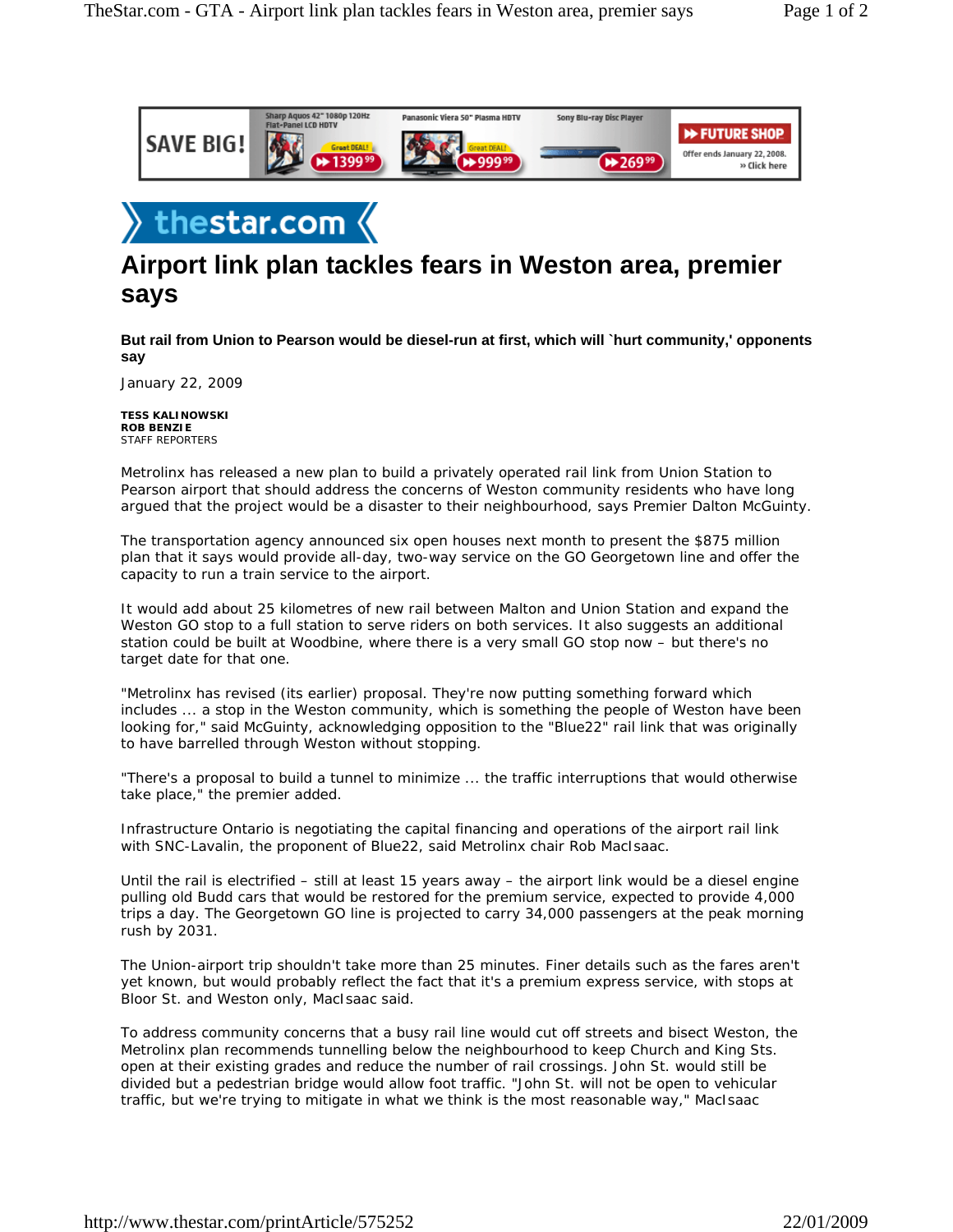# Airport link plan tackles fears in Weston area, premier says

**But rail from Union to Pearson would be diesel-run at first, which will `hurt community,' opponents say**

January 22, 2009

**TESS KALINOWSKI**
**ROB BENZIE**
STAFF REPORTERS

Metrolinx has released a new plan to build a privately operated rail link from Union Station to Pearson airport that should address the concerns of Weston community residents who have long argued that the project would be a disaster to their neighbourhood, says Premier Dalton McGuinty.

The transportation agency announced six open houses next month to present the $875 million plan that it says would provide all-day, two-way service on the GO Georgetown line and offer the capacity to run a train service to the airport.

It would add about 25 kilometres of new rail between Malton and Union Station and expand the Weston GO stop to a full station to serve riders on both services. It also suggests an additional station could be built at Woodbine, where there is a very small GO stop now – but there's no target date for that one.

"Metrolinx has revised (its earlier) proposal. They're now putting something forward which includes ... a stop in the Weston community, which is something the people of Weston have been looking for," said McGuinty, acknowledging opposition to the "Blue22" rail link that was originally to have barrelled through Weston without stopping.

"There's a proposal to build a tunnel to minimize ... the traffic interruptions that would otherwise take place," the premier added.

Infrastructure Ontario is negotiating the capital financing and operations of the airport rail link with SNC-Lavalin, the proponent of Blue22, said Metrolinx chair Rob MacIsaac.

Until the rail is electrified – still at least 15 years away – the airport link would be a diesel engine pulling old Budd cars that would be restored for the premium service, expected to provide 4,000 trips a day. The Georgetown GO line is projected to carry 34,000 passengers at the peak morning rush by 2031.

The Union-airport trip shouldn't take more than 25 minutes. Finer details such as the fares aren't yet known, but would probably reflect the fact that it's a premium express service, with stops at Bloor St. and Weston only, MacIsaac said.

To address community concerns that a busy rail line would cut off streets and bisect Weston, the Metrolinx plan recommends tunnelling below the neighbourhood to keep Church and King Sts. open at their existing grades and reduce the number of rail crossings. John St. would still be divided but a pedestrian bridge would allow foot traffic. "John St. will not be open to vehicular traffic, but we're trying to mitigate in what we think is the most reasonable way," MacIsaac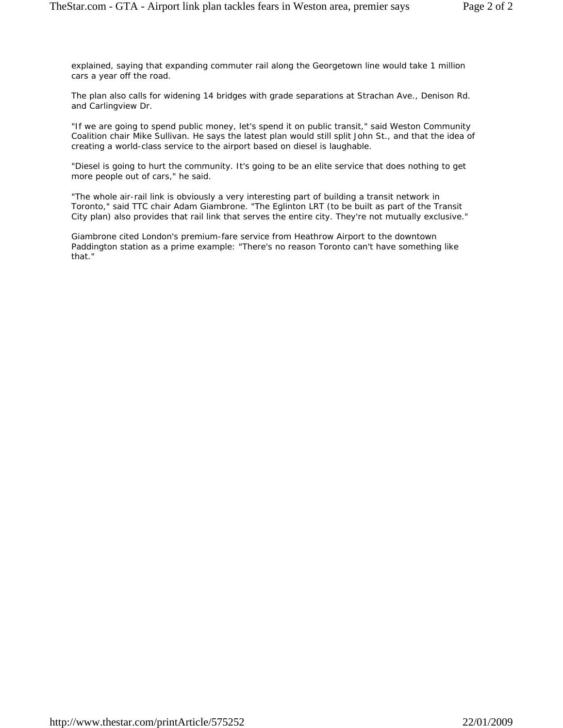explained, saying that expanding commuter rail along the Georgetown line would take 1 million cars a year off the road.

The plan also calls for widening 14 bridges with grade separations at Strachan Ave., Denison Rd. and Carlingview Dr.

"If we are going to spend public money, let's spend it on public transit," said Weston Community Coalition chair Mike Sullivan. He says the latest plan would still split John St., and that the idea of creating a world-class service to the airport based on diesel is laughable.

"Diesel is going to hurt the community. It's going to be an elite service that does nothing to get more people out of cars," he said.

"The whole air-rail link is obviously a very interesting part of building a transit network in Toronto," said TTC chair Adam Giambrone. "The Eglinton LRT (to be built as part of the Transit City plan) also provides that rail link that serves the entire city. They're not mutually exclusive."

Giambrone cited London's premium-fare service from Heathrow Airport to the downtown Paddington station as a prime example: "There's no reason Toronto can't have something like that."